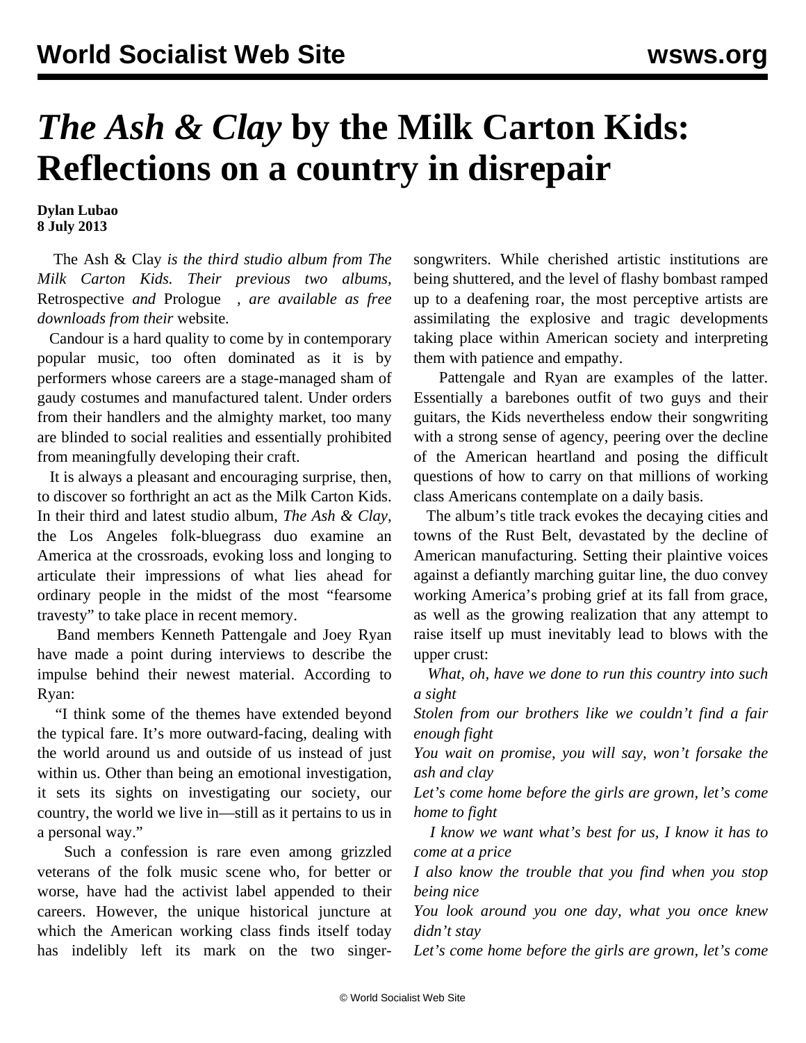# *The Ash & Clay* by the Milk Carton Kids: Reflections on a country in disrepair

**Dylan Lubao**
**8 July 2013**

The Ash & Clay *is the third studio album from The Milk Carton Kids. Their previous two albums,* Retrospective *and* Prologue *, are available as free downloads from their* website.

Candour is a hard quality to come by in contemporary popular music, too often dominated as it is by performers whose careers are a stage-managed sham of gaudy costumes and manufactured talent. Under orders from their handlers and the almighty market, too many are blinded to social realities and essentially prohibited from meaningfully developing their craft.

It is always a pleasant and encouraging surprise, then, to discover so forthright an act as the Milk Carton Kids. In their third and latest studio album, *The Ash & Clay*, the Los Angeles folk-bluegrass duo examine an America at the crossroads, evoking loss and longing to articulate their impressions of what lies ahead for ordinary people in the midst of the most "fearsome travesty" to take place in recent memory.

Band members Kenneth Pattengale and Joey Ryan have made a point during interviews to describe the impulse behind their newest material. According to Ryan:

"I think some of the themes have extended beyond the typical fare. It's more outward-facing, dealing with the world around us and outside of us instead of just within us. Other than being an emotional investigation, it sets its sights on investigating our society, our country, the world we live in—still as it pertains to us in a personal way."

Such a confession is rare even among grizzled veterans of the folk music scene who, for better or worse, have had the activist label appended to their careers. However, the unique historical juncture at which the American working class finds itself today has indelibly left its mark on the two singer-songwriters. While cherished artistic institutions are being shuttered, and the level of flashy bombast ramped up to a deafening roar, the most perceptive artists are assimilating the explosive and tragic developments taking place within American society and interpreting them with patience and empathy.

Pattengale and Ryan are examples of the latter. Essentially a barebones outfit of two guys and their guitars, the Kids nevertheless endow their songwriting with a strong sense of agency, peering over the decline of the American heartland and posing the difficult questions of how to carry on that millions of working class Americans contemplate on a daily basis.

The album's title track evokes the decaying cities and towns of the Rust Belt, devastated by the decline of American manufacturing. Setting their plaintive voices against a defiantly marching guitar line, the duo convey working America's probing grief at its fall from grace, as well as the growing realization that any attempt to raise itself up must inevitably lead to blows with the upper crust:

*What, oh, have we done to run this country into such a sight*
*Stolen from our brothers like we couldn't find a fair enough fight*
*You wait on promise, you will say, won't forsake the ash and clay*
*Let's come home before the girls are grown, let's come home to fight*

*I know we want what's best for us, I know it has to come at a price*
*I also know the trouble that you find when you stop being nice*
*You look around you one day, what you once knew didn't stay*
*Let's come home before the girls are grown, let's come*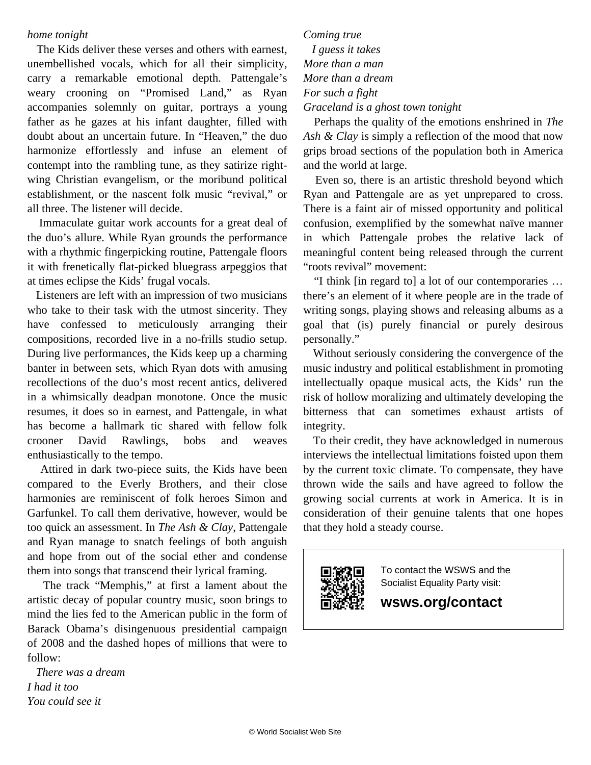*home tonight*

The Kids deliver these verses and others with earnest, unembellished vocals, which for all their simplicity, carry a remarkable emotional depth. Pattengale's weary crooning on "Promised Land," as Ryan accompanies solemnly on guitar, portrays a young father as he gazes at his infant daughter, filled with doubt about an uncertain future. In "Heaven," the duo harmonize effortlessly and infuse an element of contempt into the rambling tune, as they satirize right-wing Christian evangelism, or the moribund political establishment, or the nascent folk music "revival," or all three. The listener will decide.

Immaculate guitar work accounts for a great deal of the duo's allure. While Ryan grounds the performance with a rhythmic fingerpicking routine, Pattengale floors it with frenetically flat-picked bluegrass arpeggios that at times eclipse the Kids' frugal vocals.

Listeners are left with an impression of two musicians who take to their task with the utmost sincerity. They have confessed to meticulously arranging their compositions, recorded live in a no-frills studio setup. During live performances, the Kids keep up a charming banter in between sets, which Ryan dots with amusing recollections of the duo's most recent antics, delivered in a whimsically deadpan monotone. Once the music resumes, it does so in earnest, and Pattengale, in what has become a hallmark tic shared with fellow folk crooner David Rawlings, bobs and weaves enthusiastically to the tempo.

Attired in dark two-piece suits, the Kids have been compared to the Everly Brothers, and their close harmonies are reminiscent of folk heroes Simon and Garfunkel. To call them derivative, however, would be too quick an assessment. In *The Ash & Clay*, Pattengale and Ryan manage to snatch feelings of both anguish and hope from out of the social ether and condense them into songs that transcend their lyrical framing.

The track "Memphis," at first a lament about the artistic decay of popular country music, soon brings to mind the lies fed to the American public in the form of Barack Obama's disingenuous presidential campaign of 2008 and the dashed hopes of millions that were to follow:

*There was a dream*
*I had it too*
*You could see it*
*Coming true*
*I guess it takes*
*More than a man*
*More than a dream*
*For such a fight*
*Graceland is a ghost town tonight*

Perhaps the quality of the emotions enshrined in *The Ash & Clay* is simply a reflection of the mood that now grips broad sections of the population both in America and the world at large.

Even so, there is an artistic threshold beyond which Ryan and Pattengale are as yet unprepared to cross. There is a faint air of missed opportunity and political confusion, exemplified by the somewhat naïve manner in which Pattengale probes the relative lack of meaningful content being released through the current "roots revival" movement:

"I think [in regard to] a lot of our contemporaries … there's an element of it where people are in the trade of writing songs, playing shows and releasing albums as a goal that (is) purely financial or purely desirous personally."

Without seriously considering the convergence of the music industry and political establishment in promoting intellectually opaque musical acts, the Kids' run the risk of hollow moralizing and ultimately developing the bitterness that can sometimes exhaust artists of integrity.

To their credit, they have acknowledged in numerous interviews the intellectual limitations foisted upon them by the current toxic climate. To compensate, they have thrown wide the sails and have agreed to follow the growing social currents at work in America. It is in consideration of their genuine talents that one hopes that they hold a steady course.

To contact the WSWS and the Socialist Equality Party visit:

**wsws.org/contact**